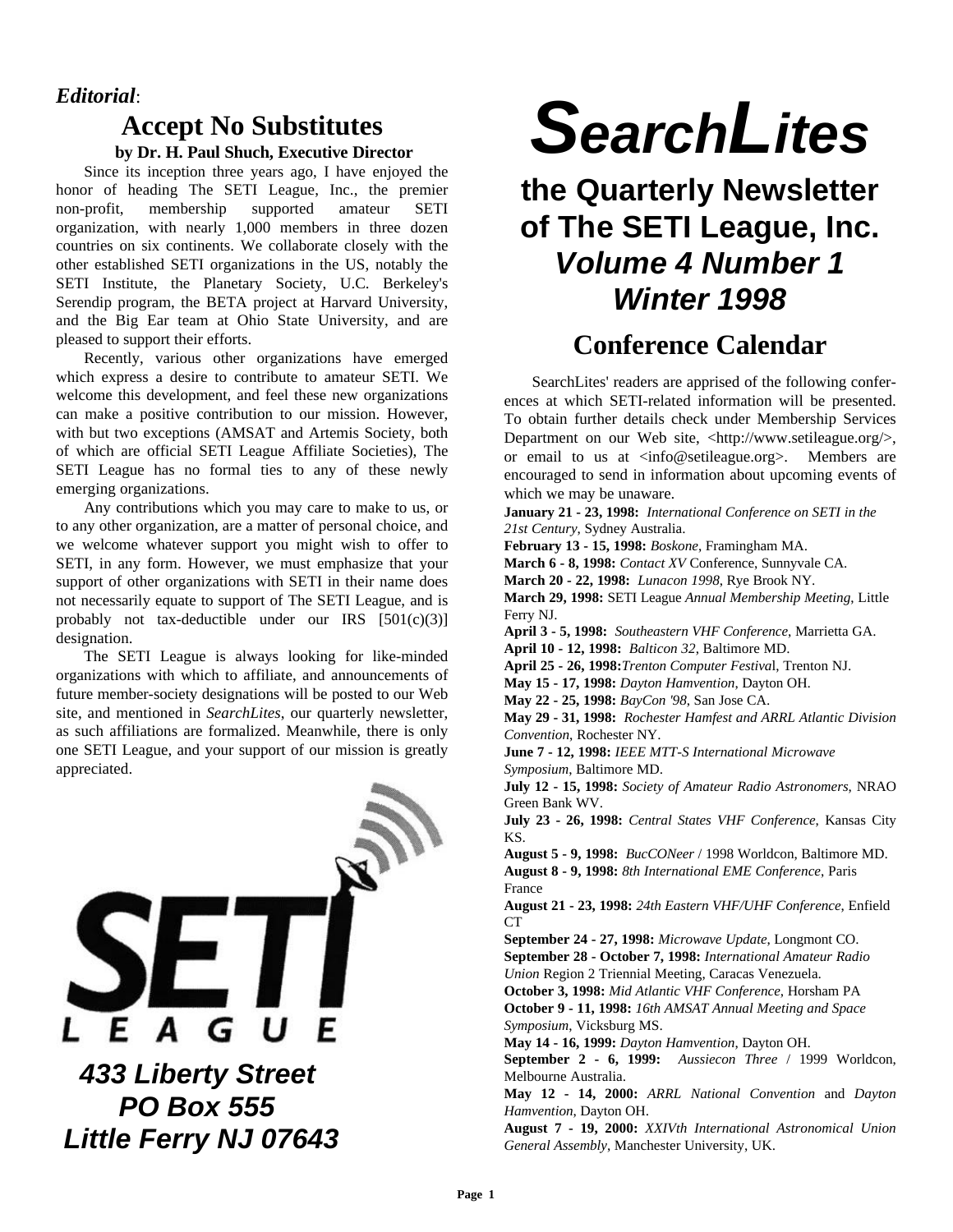# SearchLites

## the Quarterly Newsletter of The SETI League, Inc.

### *Volume 4 Number 1*
### *Winter 1998*

***Editorial***:

## Accept No Substitutes

**by Dr. H. Paul Shuch, Executive Director**

Since its inception three years ago, I have enjoyed the honor of heading The SETI League, Inc., the premier non-profit, membership supported amateur SETI organization, with nearly 1,000 members in three dozen countries on six continents. We collaborate closely with the other established SETI organizations in the US, notably the SETI Institute, the Planetary Society, U.C. Berkeley's Serendip program, the BETA project at Harvard University, and the Big Ear team at Ohio State University, and are pleased to support their efforts.

Recently, various other organizations have emerged which express a desire to contribute to amateur SETI. We welcome this development, and feel these new organizations can make a positive contribution to our mission. However, with but two exceptions (AMSAT and Artemis Society, both of which are official SETI League Affiliate Societies), The SETI League has no formal ties to any of these newly emerging organizations.

Any contributions which you may care to make to us, or to any other organization, are a matter of personal choice, and we welcome whatever support you might wish to offer to SETI, in any form. However, we must emphasize that your support of other organizations with SETI in their name does not necessarily equate to support of The SETI League, and is probably not tax-deductible under our IRS [501(c)(3)] designation.

The SETI League is always looking for like-minded organizations with which to affiliate, and announcements of future member-society designations will be posted to our Web site, and mentioned in *SearchLites*, our quarterly newsletter, as such affiliations are formalized. Meanwhile, there is only one SETI League, and your support of our mission is greatly appreciated.

SETI LEAGUE

***433 Liberty Street***
***PO Box 555***
***Little Ferry NJ 07643***

## Conference Calendar

SearchLites' readers are apprised of the following conferences at which SETI-related information will be presented. To obtain further details check under Membership Services Department on our Web site, <http://www.setileague.org/>, or email to us at <info@setileague.org>. Members are encouraged to send in information about upcoming events of which we may be unaware.

**January 21 - 23, 1998:** *International Conference on SETI in the 21st Century*, Sydney Australia.
**February 13 - 15, 1998:** *Boskone*, Framingham MA.
**March 6 - 8, 1998:** *Contact XV* Conference, Sunnyvale CA.
**March 20 - 22, 1998:** *Lunacon 1998*, Rye Brook NY.
**March 29, 1998:** SETI League *Annual Membership Meeting*, Little Ferry NJ.
**April 3 - 5, 1998:** *Southeastern VHF Conference*, Marrietta GA.
**April 10 - 12, 1998:** *Balticon 32*, Baltimore MD.
**April 25 - 26, 1998:***Trenton Computer Festival*, Trenton NJ.
**May 15 - 17, 1998:** *Dayton Hamvention*, Dayton OH.
**May 22 - 25, 1998:** *BayCon '98*, San Jose CA.
**May 29 - 31, 1998:** *Rochester Hamfest and ARRL Atlantic Division Convention*, Rochester NY.
**June 7 - 12, 1998:** *IEEE MTT-S International Microwave Symposium*, Baltimore MD.
**July 12 - 15, 1998:** *Society of Amateur Radio Astronomers*, NRAO Green Bank WV.
**July 23 - 26, 1998:** *Central States VHF Conference*, Kansas City KS.
**August 5 - 9, 1998:** *BucCONeer* / 1998 Worldcon, Baltimore MD.
**August 8 - 9, 1998:** *8th International EME Conference*, Paris France
**August 21 - 23, 1998:** *24th Eastern VHF/UHF Conference*, Enfield CT
**September 24 - 27, 1998:** *Microwave Update*, Longmont CO.
**September 28 - October 7, 1998:** *International Amateur Radio Union* Region 2 Triennial Meeting, Caracas Venezuela.
**October 3, 1998:** *Mid Atlantic VHF Conference*, Horsham PA
**October 9 - 11, 1998:** *16th AMSAT Annual Meeting and Space Symposium*, Vicksburg MS.
**May 14 - 16, 1999:** *Dayton Hamvention*, Dayton OH.
**September 2 - 6, 1999:** *Aussiecon Three* / 1999 Worldcon, Melbourne Australia.
**May 12 - 14, 2000:** *ARRL National Convention* and *Dayton Hamvention*, Dayton OH.
**August 7 - 19, 2000:** *XXIVth International Astronomical Union General Assembly*, Manchester University, UK.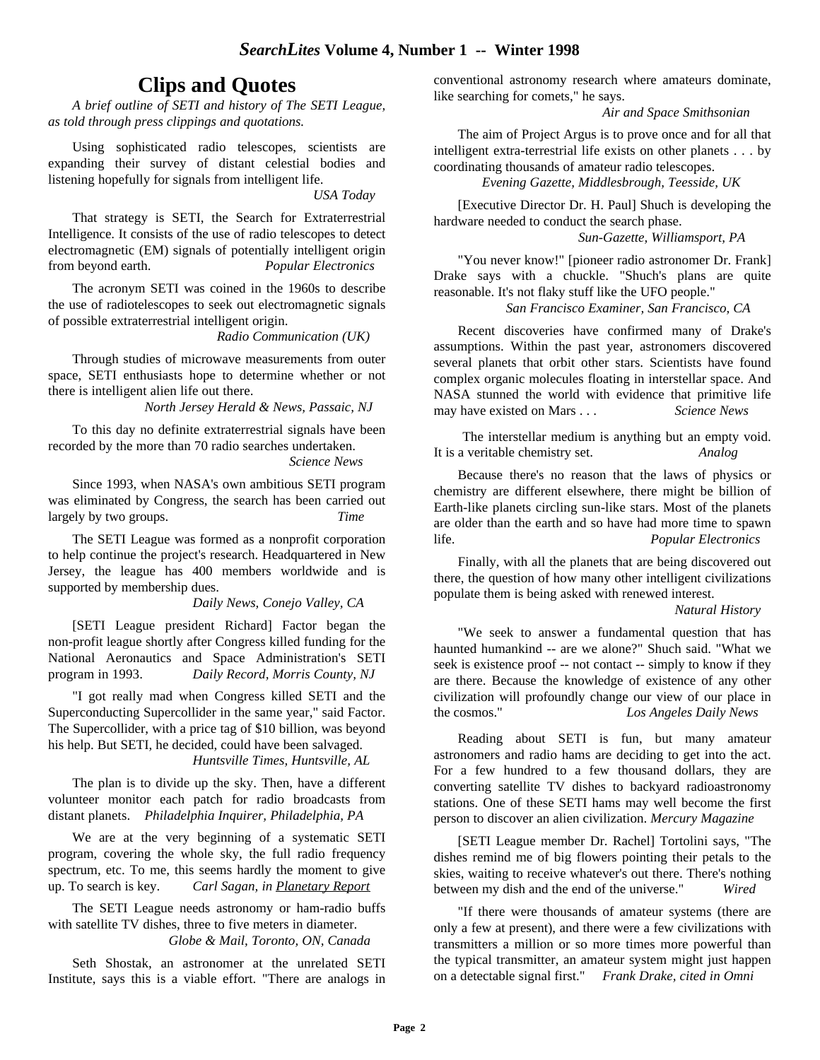# Clips and Quotes

*A brief outline of SETI and history of The SETI League, as told through press clippings and quotations.*

Using sophisticated radio telescopes, scientists are expanding their survey of distant celestial bodies and listening hopefully for signals from intelligent life.
*USA Today*

That strategy is SETI, the Search for Extraterrestrial Intelligence. It consists of the use of radio telescopes to detect electromagnetic (EM) signals of potentially intelligent origin from beyond earth. *Popular Electronics*

The acronym SETI was coined in the 1960s to describe the use of radiotelescopes to seek out electromagnetic signals of possible extraterrestrial intelligent origin.
*Radio Communication (UK)*

Through studies of microwave measurements from outer space, SETI enthusiasts hope to determine whether or not there is intelligent alien life out there.
*North Jersey Herald & News, Passaic, NJ*

To this day no definite extraterrestrial signals have been recorded by the more than 70 radio searches undertaken.
*Science News*

Since 1993, when NASA's own ambitious SETI program was eliminated by Congress, the search has been carried out largely by two groups. *Time*

The SETI League was formed as a nonprofit corporation to help continue the project's research. Headquartered in New Jersey, the league has 400 members worldwide and is supported by membership dues.
*Daily News, Conejo Valley, CA*

[SETI League president Richard] Factor began the non-profit league shortly after Congress killed funding for the National Aeronautics and Space Administration's SETI program in 1993. *Daily Record, Morris County, NJ*

"I got really mad when Congress killed SETI and the Superconducting Supercollider in the same year," said Factor. The Supercollider, with a price tag of $10 billion, was beyond his help. But SETI, he decided, could have been salvaged.
*Huntsville Times, Huntsville, AL*

The plan is to divide up the sky. Then, have a different volunteer monitor each patch for radio broadcasts from distant planets. *Philadelphia Inquirer, Philadelphia, PA*

We are at the very beginning of a systematic SETI program, covering the whole sky, the full radio frequency spectrum, etc. To me, this seems hardly the moment to give up. To search is key. *Carl Sagan, in Planetary Report*

The SETI League needs astronomy or ham-radio buffs with satellite TV dishes, three to five meters in diameter.
*Globe & Mail, Toronto, ON, Canada*

Seth Shostak, an astronomer at the unrelated SETI Institute, says this is a viable effort. "There are analogs in conventional astronomy research where amateurs dominate, like searching for comets," he says.
*Air and Space Smithsonian*

The aim of Project Argus is to prove once and for all that intelligent extra-terrestrial life exists on other planets . . . by coordinating thousands of amateur radio telescopes.
*Evening Gazette, Middlesbrough, Teesside, UK*

[Executive Director Dr. H. Paul] Shuch is developing the hardware needed to conduct the search phase.
*Sun-Gazette, Williamsport, PA*

"You never know!" [pioneer radio astronomer Dr. Frank] Drake says with a chuckle. "Shuch's plans are quite reasonable. It's not flaky stuff like the UFO people."
*San Francisco Examiner, San Francisco, CA*

Recent discoveries have confirmed many of Drake's assumptions. Within the past year, astronomers discovered several planets that orbit other stars. Scientists have found complex organic molecules floating in interstellar space. And NASA stunned the world with evidence that primitive life may have existed on Mars . . . *Science News*

The interstellar medium is anything but an empty void. It is a veritable chemistry set. *Analog*

Because there's no reason that the laws of physics or chemistry are different elsewhere, there might be billion of Earth-like planets circling sun-like stars. Most of the planets are older than the earth and so have had more time to spawn life. *Popular Electronics*

Finally, with all the planets that are being discovered out there, the question of how many other intelligent civilizations populate them is being asked with renewed interest.
*Natural History*

"We seek to answer a fundamental question that has haunted humankind -- are we alone?" Shuch said. "What we seek is existence proof -- not contact -- simply to know if they are there. Because the knowledge of existence of any other civilization will profoundly change our view of our place in the cosmos." *Los Angeles Daily News*

Reading about SETI is fun, but many amateur astronomers and radio hams are deciding to get into the act. For a few hundred to a few thousand dollars, they are converting satellite TV dishes to backyard radioastronomy stations. One of these SETI hams may well become the first person to discover an alien civilization. *Mercury Magazine*

[SETI League member Dr. Rachel] Tortolini says, "The dishes remind me of big flowers pointing their petals to the skies, waiting to receive whatever's out there. There's nothing between my dish and the end of the universe." *Wired*

"If there were thousands of amateur systems (there are only a few at present), and there were a few civilizations with transmitters a million or so more times more powerful than the typical transmitter, an amateur system might just happen on a detectable signal first." *Frank Drake, cited in Omni*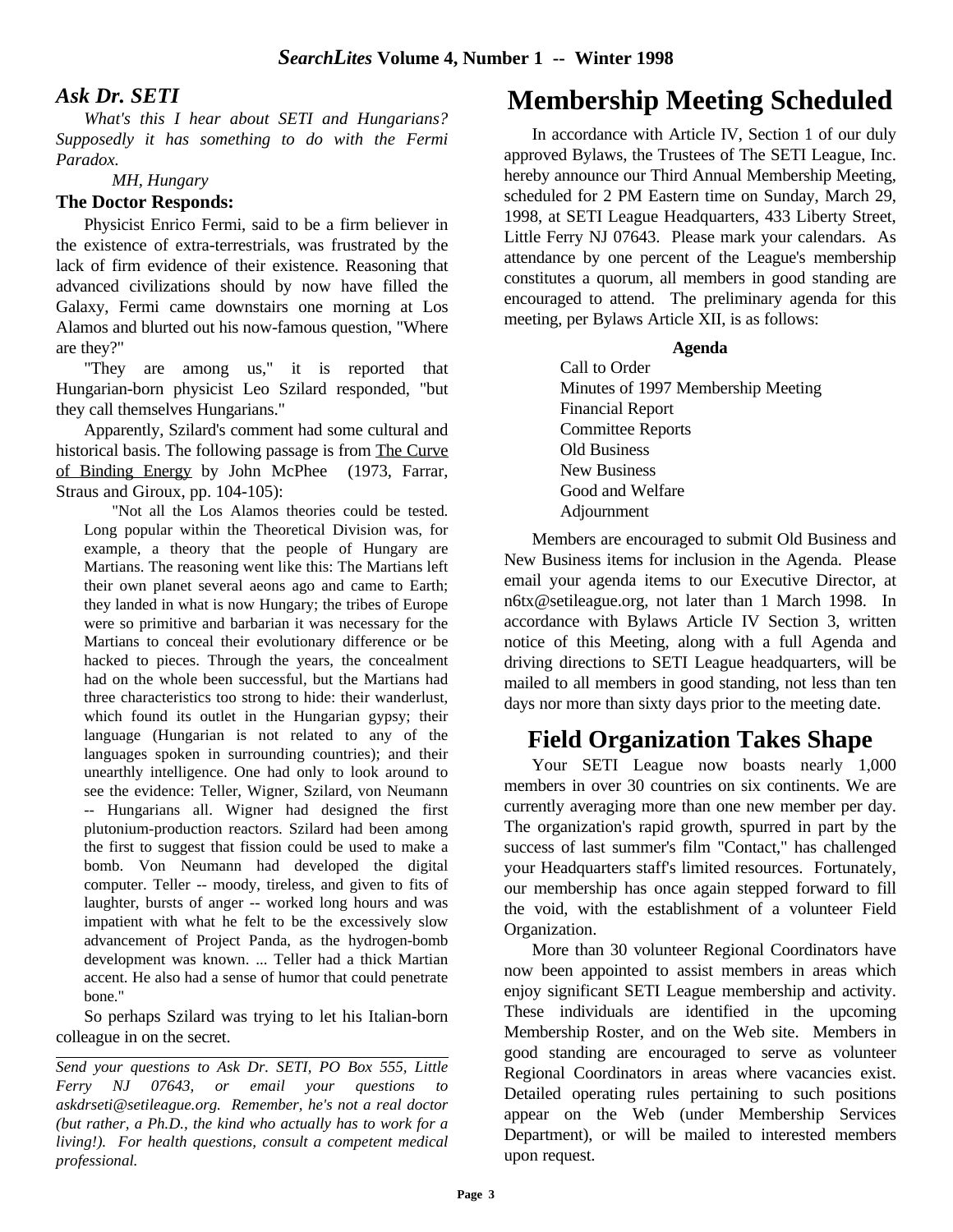## Ask Dr. SETI

*What's this I hear about SETI and Hungarians? Supposedly it has something to do with the Fermi Paradox.*

*MH, Hungary*

**The Doctor Responds:**

Physicist Enrico Fermi, said to be a firm believer in the existence of extra-terrestrials, was frustrated by the lack of firm evidence of their existence. Reasoning that advanced civilizations should by now have filled the Galaxy, Fermi came downstairs one morning at Los Alamos and blurted out his now-famous question, "Where are they?"

"They are among us," it is reported that Hungarian-born physicist Leo Szilard responded, "but they call themselves Hungarians."

Apparently, Szilard's comment had some cultural and historical basis. The following passage is from The Curve of Binding Energy by John McPhee (1973, Farrar, Straus and Giroux, pp. 104-105):

> "Not all the Los Alamos theories could be tested. Long popular within the Theoretical Division was, for example, a theory that the people of Hungary are Martians. The reasoning went like this: The Martians left their own planet several aeons ago and came to Earth; they landed in what is now Hungary; the tribes of Europe were so primitive and barbarian it was necessary for the Martians to conceal their evolutionary difference or be hacked to pieces. Through the years, the concealment had on the whole been successful, but the Martians had three characteristics too strong to hide: their wanderlust, which found its outlet in the Hungarian gypsy; their language (Hungarian is not related to any of the languages spoken in surrounding countries); and their unearthly intelligence. One had only to look around to see the evidence: Teller, Wigner, Szilard, von Neumann -- Hungarians all. Wigner had designed the first plutonium-production reactors. Szilard had been among the first to suggest that fission could be used to make a bomb. Von Neumann had developed the digital computer. Teller -- moody, tireless, and given to fits of laughter, bursts of anger -- worked long hours and was impatient with what he felt to be the excessively slow advancement of Project Panda, as the hydrogen-bomb development was known. ... Teller had a thick Martian accent. He also had a sense of humor that could penetrate bone."

So perhaps Szilard was trying to let his Italian-born colleague in on the secret.

---

*Send your questions to Ask Dr. SETI, PO Box 555, Little Ferry NJ 07643, or email your questions to askdrseti@setileague.org. Remember, he's not a real doctor (but rather, a Ph.D., the kind who actually has to work for a living!). For health questions, consult a competent medical professional.*

# Membership Meeting Scheduled

In accordance with Article IV, Section 1 of our duly approved Bylaws, the Trustees of The SETI League, Inc. hereby announce our Third Annual Membership Meeting, scheduled for 2 PM Eastern time on Sunday, March 29, 1998, at SETI League Headquarters, 433 Liberty Street, Little Ferry NJ 07643. Please mark your calendars. As attendance by one percent of the League's membership constitutes a quorum, all members in good standing are encouraged to attend. The preliminary agenda for this meeting, per Bylaws Article XII, is as follows:

**Agenda**

- Call to Order
- Minutes of 1997 Membership Meeting
- Financial Report
- Committee Reports
- Old Business
- New Business
- Good and Welfare
- Adjournment

Members are encouraged to submit Old Business and New Business items for inclusion in the Agenda. Please email your agenda items to our Executive Director, at n6tx@setileague.org, not later than 1 March 1998. In accordance with Bylaws Article IV Section 3, written notice of this Meeting, along with a full Agenda and driving directions to SETI League headquarters, will be mailed to all members in good standing, not less than ten days nor more than sixty days prior to the meeting date.

# Field Organization Takes Shape

Your SETI League now boasts nearly 1,000 members in over 30 countries on six continents. We are currently averaging more than one new member per day. The organization's rapid growth, spurred in part by the success of last summer's film "Contact," has challenged your Headquarters staff's limited resources. Fortunately, our membership has once again stepped forward to fill the void, with the establishment of a volunteer Field Organization.

More than 30 volunteer Regional Coordinators have now been appointed to assist members in areas which enjoy significant SETI League membership and activity. These individuals are identified in the upcoming Membership Roster, and on the Web site. Members in good standing are encouraged to serve as volunteer Regional Coordinators in areas where vacancies exist. Detailed operating rules pertaining to such positions appear on the Web (under Membership Services Department), or will be mailed to interested members upon request.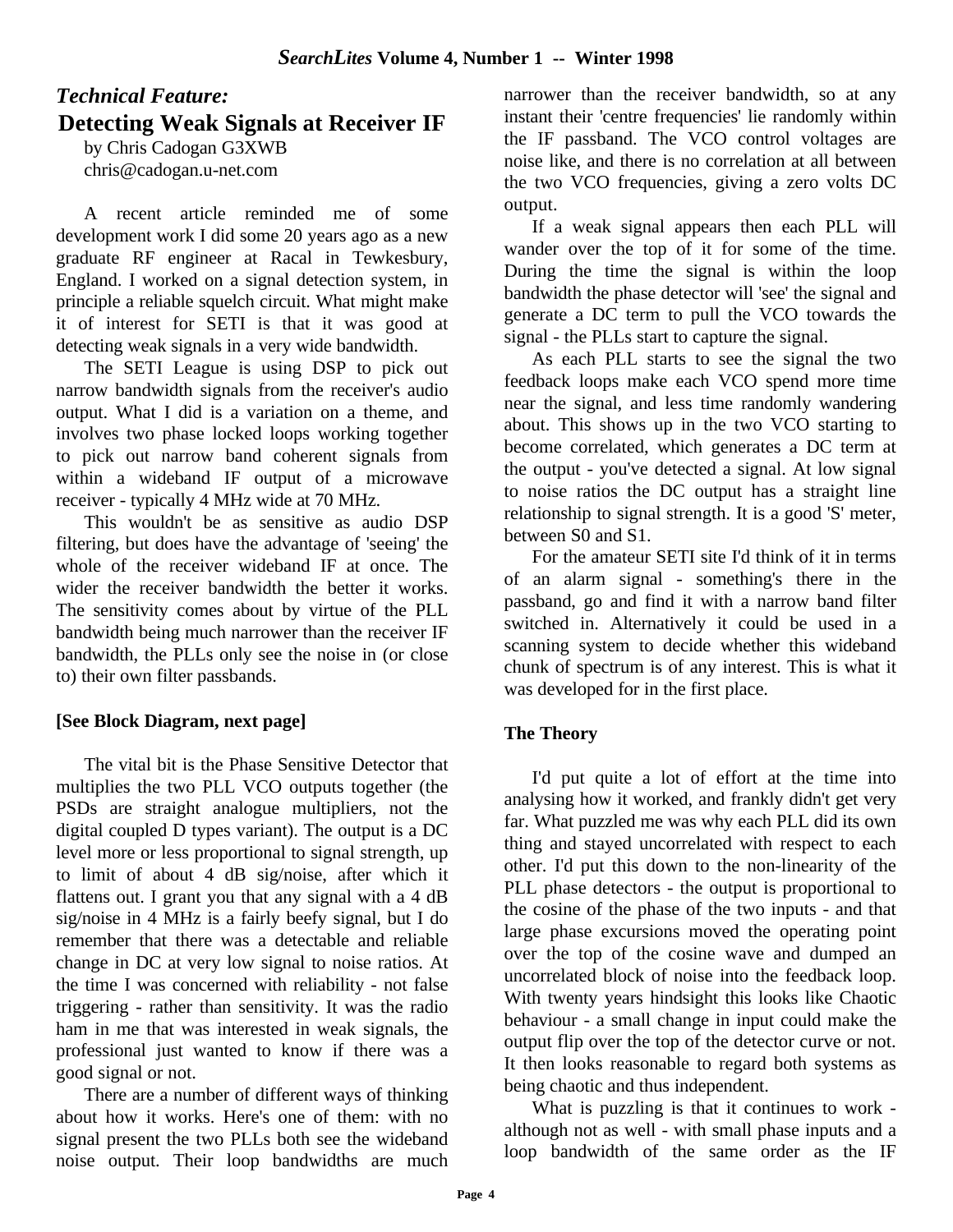## *Technical Feature:*
# Detecting Weak Signals at Receiver IF

by Chris Cadogan G3XWB
chris@cadogan.u-net.com

A recent article reminded me of some development work I did some 20 years ago as a new graduate RF engineer at Racal in Tewkesbury, England. I worked on a signal detection system, in principle a reliable squelch circuit. What might make it of interest for SETI is that it was good at detecting weak signals in a very wide bandwidth.

The SETI League is using DSP to pick out narrow bandwidth signals from the receiver's audio output. What I did is a variation on a theme, and involves two phase locked loops working together to pick out narrow band coherent signals from within a wideband IF output of a microwave receiver - typically 4 MHz wide at 70 MHz.

This wouldn't be as sensitive as audio DSP filtering, but does have the advantage of 'seeing' the whole of the receiver wideband IF at once. The wider the receiver bandwidth the better it works. The sensitivity comes about by virtue of the PLL bandwidth being much narrower than the receiver IF bandwidth, the PLLs only see the noise in (or close to) their own filter passbands.

**[See Block Diagram, next page]**

The vital bit is the Phase Sensitive Detector that multiplies the two PLL VCO outputs together (the PSDs are straight analogue multipliers, not the digital coupled D types variant). The output is a DC level more or less proportional to signal strength, up to limit of about 4 dB sig/noise, after which it flattens out. I grant you that any signal with a 4 dB sig/noise in 4 MHz is a fairly beefy signal, but I do remember that there was a detectable and reliable change in DC at very low signal to noise ratios. At the time I was concerned with reliability - not false triggering - rather than sensitivity. It was the radio ham in me that was interested in weak signals, the professional just wanted to know if there was a good signal or not.

There are a number of different ways of thinking about how it works. Here's one of them: with no signal present the two PLLs both see the wideband noise output. Their loop bandwidths are much narrower than the receiver bandwidth, so at any instant their 'centre frequencies' lie randomly within the IF passband. The VCO control voltages are noise like, and there is no correlation at all between the two VCO frequencies, giving a zero volts DC output.

If a weak signal appears then each PLL will wander over the top of it for some of the time. During the time the signal is within the loop bandwidth the phase detector will 'see' the signal and generate a DC term to pull the VCO towards the signal - the PLLs start to capture the signal.

As each PLL starts to see the signal the two feedback loops make each VCO spend more time near the signal, and less time randomly wandering about. This shows up in the two VCO starting to become correlated, which generates a DC term at the output - you've detected a signal. At low signal to noise ratios the DC output has a straight line relationship to signal strength. It is a good 'S' meter, between S0 and S1.

For the amateur SETI site I'd think of it in terms of an alarm signal - something's there in the passband, go and find it with a narrow band filter switched in. Alternatively it could be used in a scanning system to decide whether this wideband chunk of spectrum is of any interest. This is what it was developed for in the first place.

**The Theory**

I'd put quite a lot of effort at the time into analysing how it worked, and frankly didn't get very far. What puzzled me was why each PLL did its own thing and stayed uncorrelated with respect to each other. I'd put this down to the non-linearity of the PLL phase detectors - the output is proportional to the cosine of the phase of the two inputs - and that large phase excursions moved the operating point over the top of the cosine wave and dumped an uncorrelated block of noise into the feedback loop. With twenty years hindsight this looks like Chaotic behaviour - a small change in input could make the output flip over the top of the detector curve or not. It then looks reasonable to regard both systems as being chaotic and thus independent.

What is puzzling is that it continues to work - although not as well - with small phase inputs and a loop bandwidth of the same order as the IF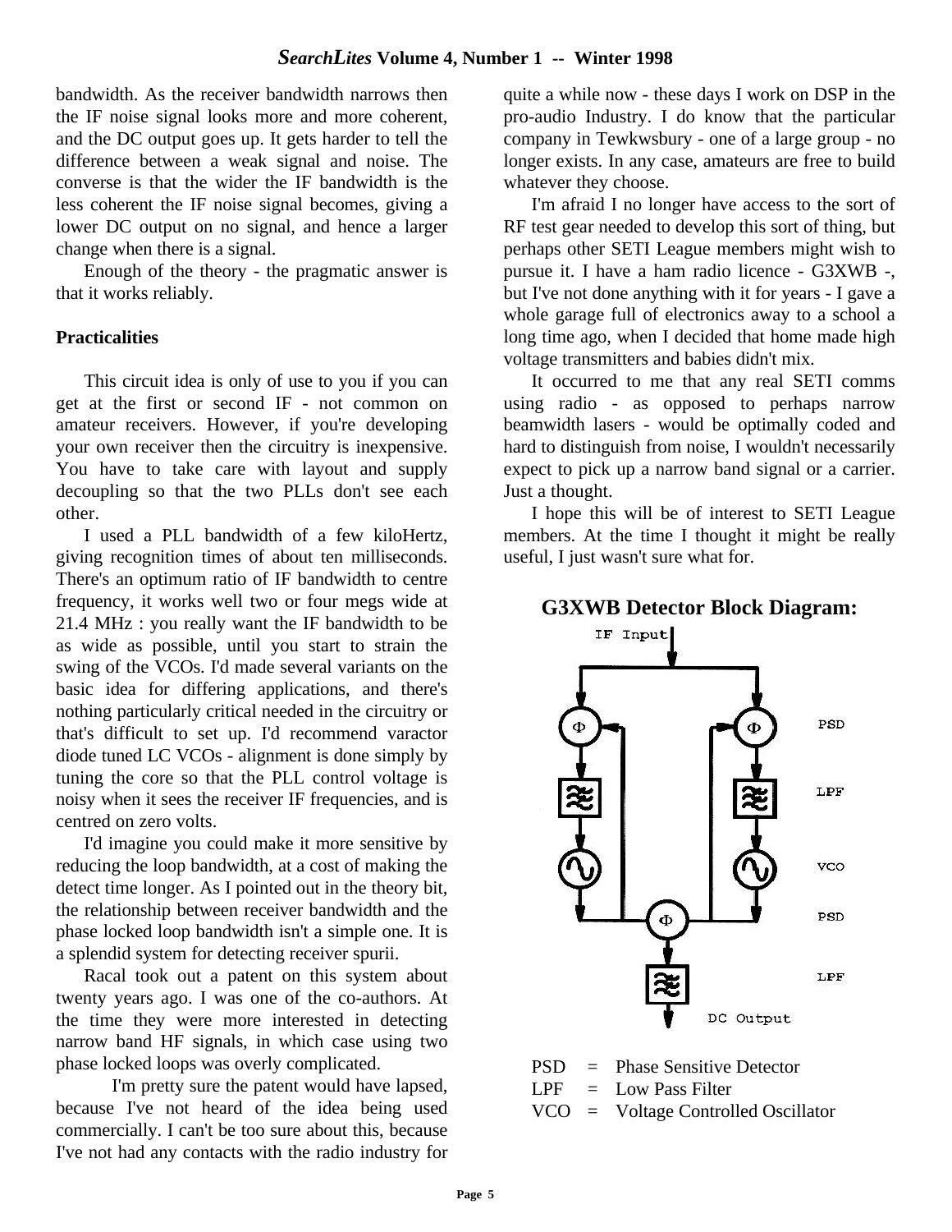bandwidth. As the receiver bandwidth narrows then the IF noise signal looks more and more coherent, and the DC output goes up. It gets harder to tell the difference between a weak signal and noise. The converse is that the wider the IF bandwidth is the less coherent the IF noise signal becomes, giving a lower DC output on no signal, and hence a larger change when there is a signal.

Enough of the theory - the pragmatic answer is that it works reliably.

**Practicalities**

This circuit idea is only of use to you if you can get at the first or second IF - not common on amateur receivers. However, if you're developing your own receiver then the circuitry is inexpensive. You have to take care with layout and supply decoupling so that the two PLLs don't see each other.

I used a PLL bandwidth of a few kiloHertz, giving recognition times of about ten milliseconds. There's an optimum ratio of IF bandwidth to centre frequency, it works well two or four megs wide at 21.4 MHz : you really want the IF bandwidth to be as wide as possible, until you start to strain the swing of the VCOs. I'd made several variants on the basic idea for differing applications, and there's nothing particularly critical needed in the circuitry or that's difficult to set up. I'd recommend varactor diode tuned LC VCOs - alignment is done simply by tuning the core so that the PLL control voltage is noisy when it sees the receiver IF frequencies, and is centred on zero volts.

I'd imagine you could make it more sensitive by reducing the loop bandwidth, at a cost of making the detect time longer. As I pointed out in the theory bit, the relationship between receiver bandwidth and the phase locked loop bandwidth isn't a simple one. It is a splendid system for detecting receiver spurii.

Racal took out a patent on this system about twenty years ago. I was one of the co-authors. At the time they were more interested in detecting narrow band HF signals, in which case using two phase locked loops was overly complicated.

I'm pretty sure the patent would have lapsed, because I've not heard of the idea being used commercially. I can't be too sure about this, because I've not had any contacts with the radio industry for quite a while now - these days I work on DSP in the pro-audio Industry. I do know that the particular company in Tewkwsbury - one of a large group - no longer exists. In any case, amateurs are free to build whatever they choose.

I'm afraid I no longer have access to the sort of RF test gear needed to develop this sort of thing, but perhaps other SETI League members might wish to pursue it. I have a ham radio licence - G3XWB -, but I've not done anything with it for years - I gave a whole garage full of electronics away to a school a long time ago, when I decided that home made high voltage transmitters and babies didn't mix.

It occurred to me that any real SETI comms using radio - as opposed to perhaps narrow beamwidth lasers - would be optimally coded and hard to distinguish from noise, I wouldn't necessarily expect to pick up a narrow band signal or a carrier. Just a thought.

I hope this will be of interest to SETI League members. At the time I thought it might be really useful, I just wasn't sure what for.

**G3XWB Detector Block Diagram:**

IF Input

PSD
LPF
VCO
PSD
LPF

DC Output

PSD = Phase Sensitive Detector
LPF = Low Pass Filter
VCO = Voltage Controlled Oscillator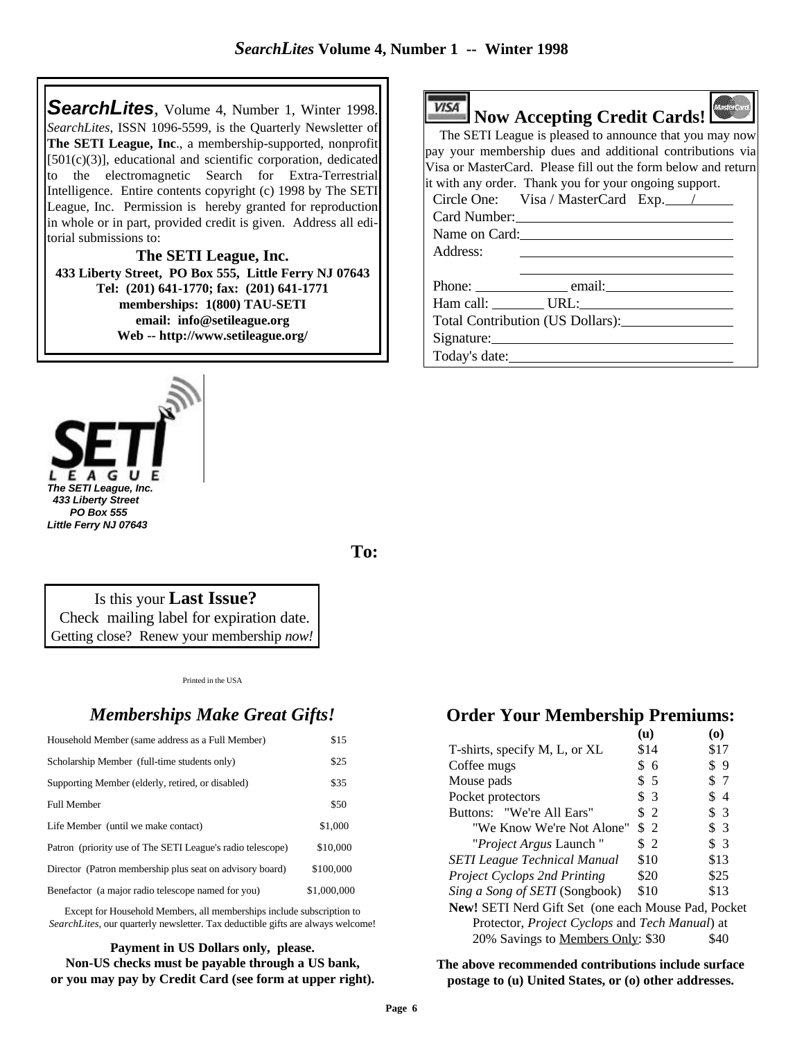**SearchLites**, Volume 4, Number 1, Winter 1998. *SearchLites*, ISSN 1096-5599, is the Quarterly Newsletter of **The SETI League, Inc**., a membership-supported, nonprofit [501(c)(3)], educational and scientific corporation, dedicated to the electromagnetic Search for Extra-Terrestrial Intelligence. Entire contents copyright (c) 1998 by The SETI League, Inc. Permission is hereby granted for reproduction in whole or in part, provided credit is given. Address all editorial submissions to:

**The SETI League, Inc.**
**433 Liberty Street, PO Box 555, Little Ferry NJ 07643**
**Tel: (201) 641-1770; fax: (201) 641-1771**
**memberships: 1(800) TAU-SETI**
**email: info@setileague.org**
**Web -- http://www.setileague.org/**

## Now Accepting Credit Cards!

The SETI League is pleased to announce that you may now pay your membership dues and additional contributions via Visa or MasterCard. Please fill out the form below and return it with any order. Thank you for your ongoing support.

Circle One: Visa / MasterCard Exp. ____/______
Card Number: ____________________
Name on Card: ____________________
Address: ____________________
____________________
Phone: __________ email: __________
Ham call: ______ URL: __________
Total Contribution (US Dollars): __________
Signature: ____________________
Today's date: ____________________

SETI LEAGUE

***The SETI League, Inc.***
***433 Liberty Street***
***PO Box 555***
***Little Ferry NJ 07643***

**To:**

Is this your **Last Issue?**
Check mailing label for expiration date.
Getting close? Renew your membership *now!*

Printed in the USA

## *Memberships Make Great Gifts!*

| | |
|---|---|
| Household Member (same address as a Full Member) | $15 |
| Scholarship Member (full-time students only) | $25 |
| Supporting Member (elderly, retired, or disabled) | $35 |
| Full Member | $50 |
| Life Member (until we make contact) | $1,000 |
| Patron (priority use of The SETI League's radio telescope) | $10,000 |
| Director (Patron membership plus seat on advisory board) | $100,000 |
| Benefactor (a major radio telescope named for you) | $1,000,000 |

Except for Household Members, all memberships include subscription to *SearchLites*, our quarterly newsletter. Tax deductible gifts are always welcome!

**Payment in US Dollars only, please.**
**Non-US checks must be payable through a US bank, or you may pay by Credit Card (see form at upper right).**

## Order Your Membership Premiums:

| | (u) | (o) |
|---|---|---|
| T-shirts, specify M, L, or XL | $14 | $17 |
| Coffee mugs | $ 6 | $ 9 |
| Mouse pads | $ 5 | $ 7 |
| Pocket protectors | $ 3 | $ 4 |
| Buttons: "We're All Ears" | $ 2 | $ 3 |
| "We Know We're Not Alone" | $ 2 | $ 3 |
| "*Project Argus* Launch " | $ 2 | $ 3 |
| *SETI League Technical Manual* | $10 | $13 |
| *Project Cyclops 2nd Printing* | $20 | $25 |
| *Sing a Song of SETI* (Songbook) | $10 | $13 |
| **New!** SETI Nerd Gift Set (one each Mouse Pad, Pocket Protector, *Project Cyclops* and *Tech Manual*) at 20% Savings to Members Only: | $30 | $40 |

**The above recommended contributions include surface postage to (u) United States, or (o) other addresses.**